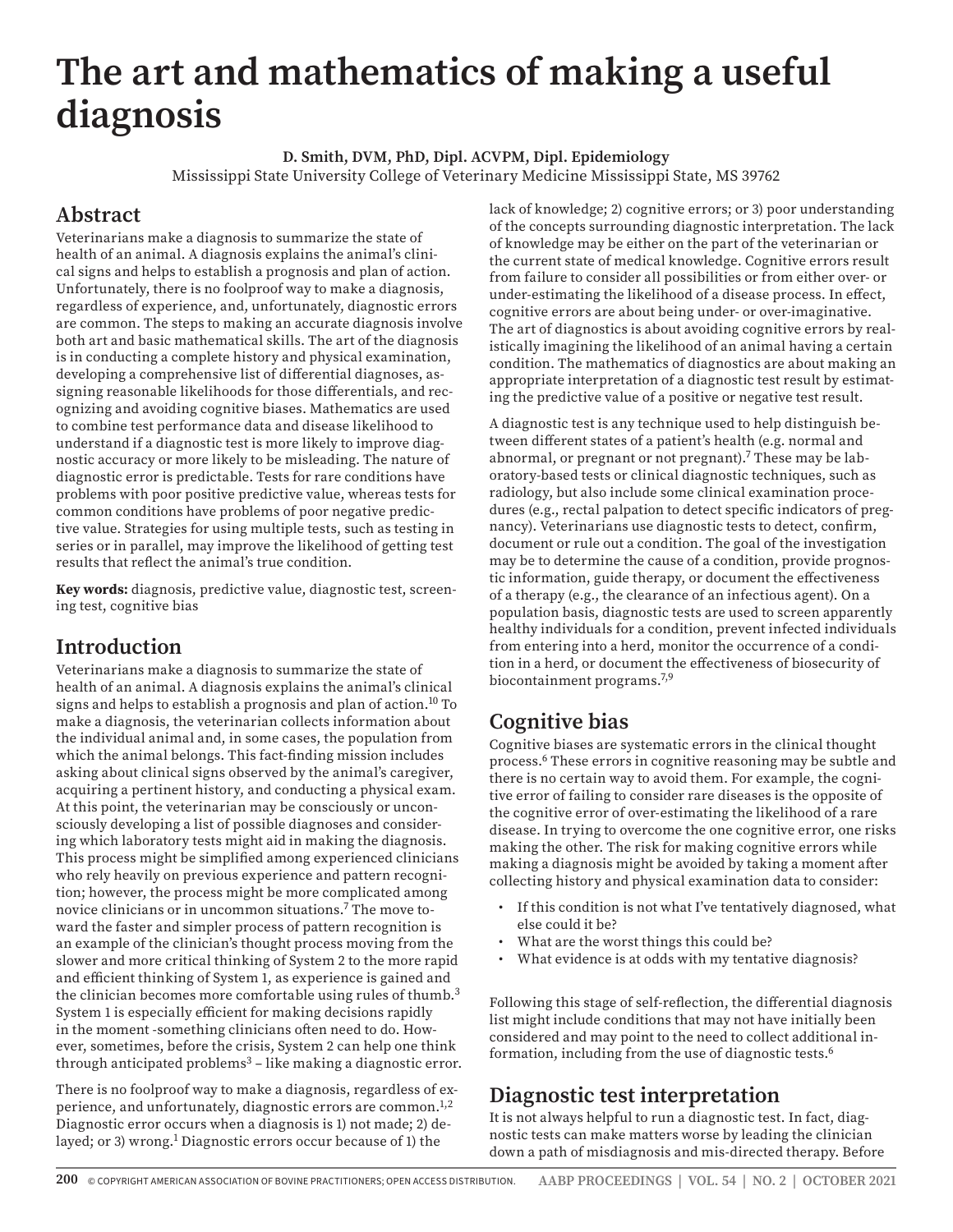# The art and mathematics of making a useful diagnosis

**D. Smith, DVM, PhD, Dipl. ACVPM, Dipl. Epidemiology**

Mississippi State University College of Veterinary Medicine Mississippi State, MS 39762

## Abstract

Veterinarians make a diagnosis to summarize the state of health of an animal. A diagnosis explains the animal's clinical signs and helps to establish a prognosis and plan of action. Unfortunately, there is no foolproof way to make a diagnosis, regardless of experience, and, unfortunately, diagnostic errors are common. The steps to making an accurate diagnosis involve both art and basic mathematical skills. The art of the diagnosis is in conducting a complete history and physical examination, developing a comprehensive list of differential diagnoses, assigning reasonable likelihoods for those differentials, and recognizing and avoiding cognitive biases. Mathematics are used to combine test performance data and disease likelihood to understand if a diagnostic test is more likely to improve diagnostic accuracy or more likely to be misleading. The nature of diagnostic error is predictable. Tests for rare conditions have problems with poor positive predictive value, whereas tests for common conditions have problems of poor negative predictive value. Strategies for using multiple tests, such as testing in series or in parallel, may improve the likelihood of getting test results that reflect the animal's true condition.

**Key words:** diagnosis, predictive value, diagnostic test, screening test, cognitive bias

## Introduction

Veterinarians make a diagnosis to summarize the state of health of an animal. A diagnosis explains the animal's clinical signs and helps to establish a prognosis and plan of action.[10] To make a diagnosis, the veterinarian collects information about the individual animal and, in some cases, the population from which the animal belongs. This fact-finding mission includes asking about clinical signs observed by the animal's caregiver, acquiring a pertinent history, and conducting a physical exam. At this point, the veterinarian may be consciously or unconsciously developing a list of possible diagnoses and considering which laboratory tests might aid in making the diagnosis. This process might be simplified among experienced clinicians who rely heavily on previous experience and pattern recognition; however, the process might be more complicated among novice clinicians or in uncommon situations.[7] The move toward the faster and simpler process of pattern recognition is an example of the clinician's thought process moving from the slower and more critical thinking of System 2 to the more rapid and efficient thinking of System 1, as experience is gained and the clinician becomes more comfortable using rules of thumb.[3] System 1 is especially efficient for making decisions rapidly in the moment -something clinicians often need to do. However, sometimes, before the crisis, System 2 can help one think through anticipated problems[3] – like making a diagnostic error.

There is no foolproof way to make a diagnosis, regardless of experience, and unfortunately, diagnostic errors are common.[1,2] Diagnostic error occurs when a diagnosis is 1) not made; 2) delayed; or 3) wrong.[1] Diagnostic errors occur because of 1) the lack of knowledge; 2) cognitive errors; or 3) poor understanding of the concepts surrounding diagnostic interpretation. The lack of knowledge may be either on the part of the veterinarian or the current state of medical knowledge. Cognitive errors result from failure to consider all possibilities or from either over- or under-estimating the likelihood of a disease process. In effect, cognitive errors are about being under- or over-imaginative. The art of diagnostics is about avoiding cognitive errors by realistically imagining the likelihood of an animal having a certain condition. The mathematics of diagnostics are about making an appropriate interpretation of a diagnostic test result by estimating the predictive value of a positive or negative test result.

A diagnostic test is any technique used to help distinguish between different states of a patient's health (e.g. normal and abnormal, or pregnant or not pregnant).[7] These may be laboratory-based tests or clinical diagnostic techniques, such as radiology, but also include some clinical examination procedures (e.g., rectal palpation to detect specific indicators of pregnancy). Veterinarians use diagnostic tests to detect, confirm, document or rule out a condition. The goal of the investigation may be to determine the cause of a condition, provide prognostic information, guide therapy, or document the effectiveness of a therapy (e.g., the clearance of an infectious agent). On a population basis, diagnostic tests are used to screen apparently healthy individuals for a condition, prevent infected individuals from entering into a herd, monitor the occurrence of a condition in a herd, or document the effectiveness of biosecurity of biocontainment programs.[7,9]

## Cognitive bias

Cognitive biases are systematic errors in the clinical thought process.[6] These errors in cognitive reasoning may be subtle and there is no certain way to avoid them. For example, the cognitive error of failing to consider rare diseases is the opposite of the cognitive error of over-estimating the likelihood of a rare disease. In trying to overcome the one cognitive error, one risks making the other. The risk for making cognitive errors while making a diagnosis might be avoided by taking a moment after collecting history and physical examination data to consider:

- If this condition is not what I've tentatively diagnosed, what else could it be?
- What are the worst things this could be?
- What evidence is at odds with my tentative diagnosis?

Following this stage of self-reflection, the differential diagnosis list might include conditions that may not have initially been considered and may point to the need to collect additional information, including from the use of diagnostic tests.[6]

## Diagnostic test interpretation

It is not always helpful to run a diagnostic test. In fact, diagnostic tests can make matters worse by leading the clinician down a path of misdiagnosis and mis-directed therapy. Before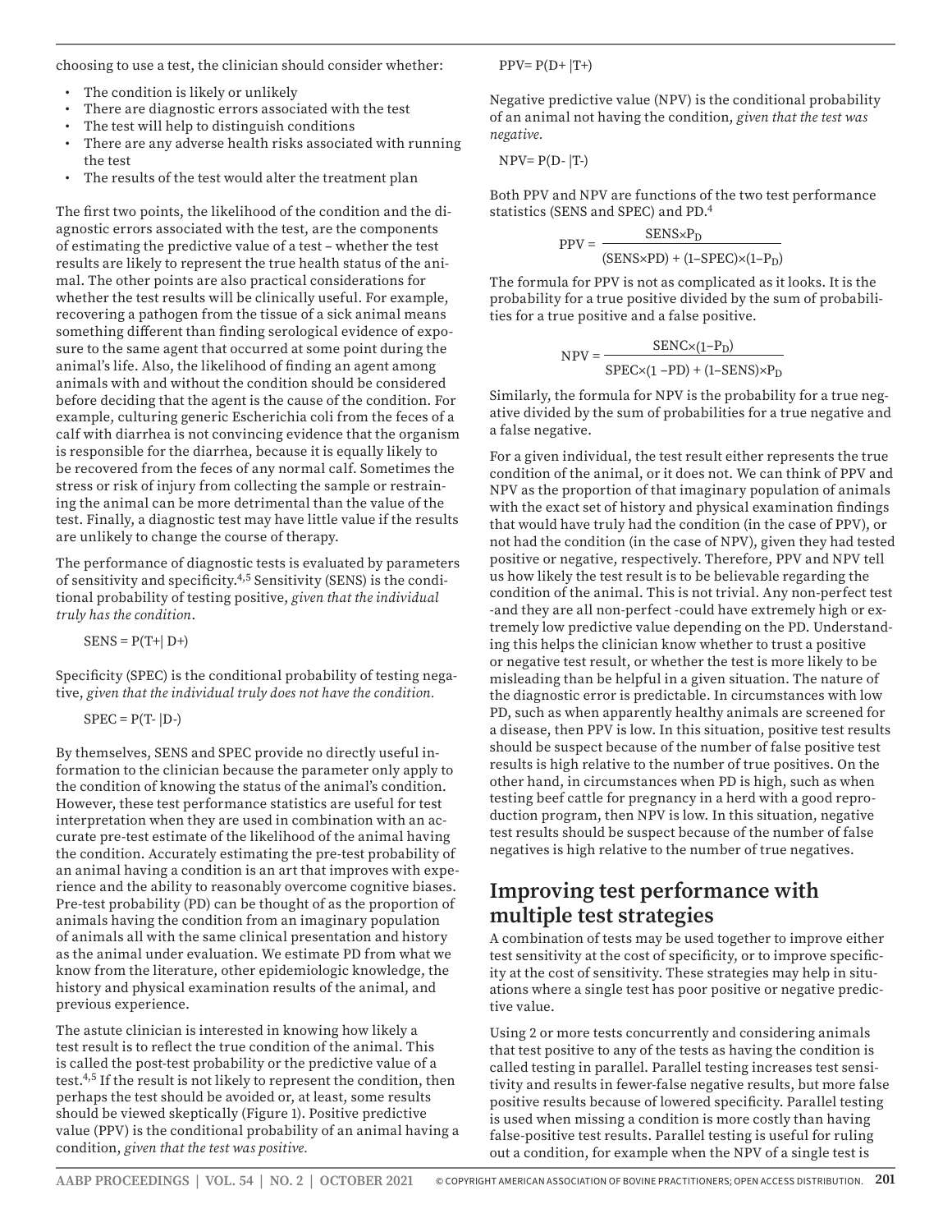choosing to use a test, the clinician should consider whether:

- The condition is likely or unlikely
- There are diagnostic errors associated with the test
- The test will help to distinguish conditions
- There are any adverse health risks associated with running the test
- The results of the test would alter the treatment plan

The first two points, the likelihood of the condition and the diagnostic errors associated with the test, are the components of estimating the predictive value of a test – whether the test results are likely to represent the true health status of the animal. The other points are also practical considerations for whether the test results will be clinically useful. For example, recovering a pathogen from the tissue of a sick animal means something different than finding serological evidence of exposure to the same agent that occurred at some point during the animal's life. Also, the likelihood of finding an agent among animals with and without the condition should be considered before deciding that the agent is the cause of the condition. For example, culturing generic Escherichia coli from the feces of a calf with diarrhea is not convincing evidence that the organism is responsible for the diarrhea, because it is equally likely to be recovered from the feces of any normal calf. Sometimes the stress or risk of injury from collecting the sample or restraining the animal can be more detrimental than the value of the test. Finally, a diagnostic test may have little value if the results are unlikely to change the course of therapy.

The performance of diagnostic tests is evaluated by parameters of sensitivity and specificity.[4,5] Sensitivity (SENS) is the conditional probability of testing positive, *given that the individual truly has the condition*.

$$SENS = P(T+|\ D+)$$

Specificity (SPEC) is the conditional probability of testing negative, *given that the individual truly does not have the condition.*

$$SPEC = P(T-\ |D-)$$

By themselves, SENS and SPEC provide no directly useful information to the clinician because the parameter only apply to the condition of knowing the status of the animal's condition. However, these test performance statistics are useful for test interpretation when they are used in combination with an accurate pre-test estimate of the likelihood of the animal having the condition. Accurately estimating the pre-test probability of an animal having a condition is an art that improves with experience and the ability to reasonably overcome cognitive biases. Pre-test probability (PD) can be thought of as the proportion of animals having the condition from an imaginary population of animals all with the same clinical presentation and history as the animal under evaluation. We estimate PD from what we know from the literature, other epidemiologic knowledge, the history and physical examination results of the animal, and previous experience.

The astute clinician is interested in knowing how likely a test result is to reflect the true condition of the animal. This is called the post-test probability or the predictive value of a test.[4,5] If the result is not likely to represent the condition, then perhaps the test should be avoided or, at least, some results should be viewed skeptically (Figure 1). Positive predictive value (PPV) is the conditional probability of an animal having a condition, *given that the test was positive.*

$$PPV= P(D+\ |T+)$$

Negative predictive value (NPV) is the conditional probability of an animal not having the condition, *given that the test was negative.*

$$NPV= P(D-\ |T-)$$

Both PPV and NPV are functions of the two test performance statistics (SENS and SPEC) and PD.[4]

$$PPV = \frac{SENS \times P_D}{(SENS \times PD) + (1-SPEC) \times (1-P_D)}$$

The formula for PPV is not as complicated as it looks. It is the probability for a true positive divided by the sum of probabilities for a true positive and a false positive.

$$NPV = \frac{SENC \times (1-P_D)}{SPEC \times (1-PD) + (1-SENS) \times P_D}$$

Similarly, the formula for NPV is the probability for a true negative divided by the sum of probabilities for a true negative and a false negative.

For a given individual, the test result either represents the true condition of the animal, or it does not. We can think of PPV and NPV as the proportion of that imaginary population of animals with the exact set of history and physical examination findings that would have truly had the condition (in the case of PPV), or not had the condition (in the case of NPV), given they had tested positive or negative, respectively. Therefore, PPV and NPV tell us how likely the test result is to be believable regarding the condition of the animal. This is not trivial. Any non-perfect test -and they are all non-perfect -could have extremely high or extremely low predictive value depending on the PD. Understanding this helps the clinician know whether to trust a positive or negative test result, or whether the test is more likely to be misleading than be helpful in a given situation. The nature of the diagnostic error is predictable. In circumstances with low PD, such as when apparently healthy animals are screened for a disease, then PPV is low. In this situation, positive test results should be suspect because of the number of false positive test results is high relative to the number of true positives. On the other hand, in circumstances when PD is high, such as when testing beef cattle for pregnancy in a herd with a good reproduction program, then NPV is low. In this situation, negative test results should be suspect because of the number of false negatives is high relative to the number of true negatives.

## Improving test performance with multiple test strategies

A combination of tests may be used together to improve either test sensitivity at the cost of specificity, or to improve specificity at the cost of sensitivity. These strategies may help in situations where a single test has poor positive or negative predictive value.

Using 2 or more tests concurrently and considering animals that test positive to any of the tests as having the condition is called testing in parallel. Parallel testing increases test sensitivity and results in fewer-false negative results, but more false positive results because of lowered specificity. Parallel testing is used when missing a condition is more costly than having false-positive test results. Parallel testing is useful for ruling out a condition, for example when the NPV of a single test is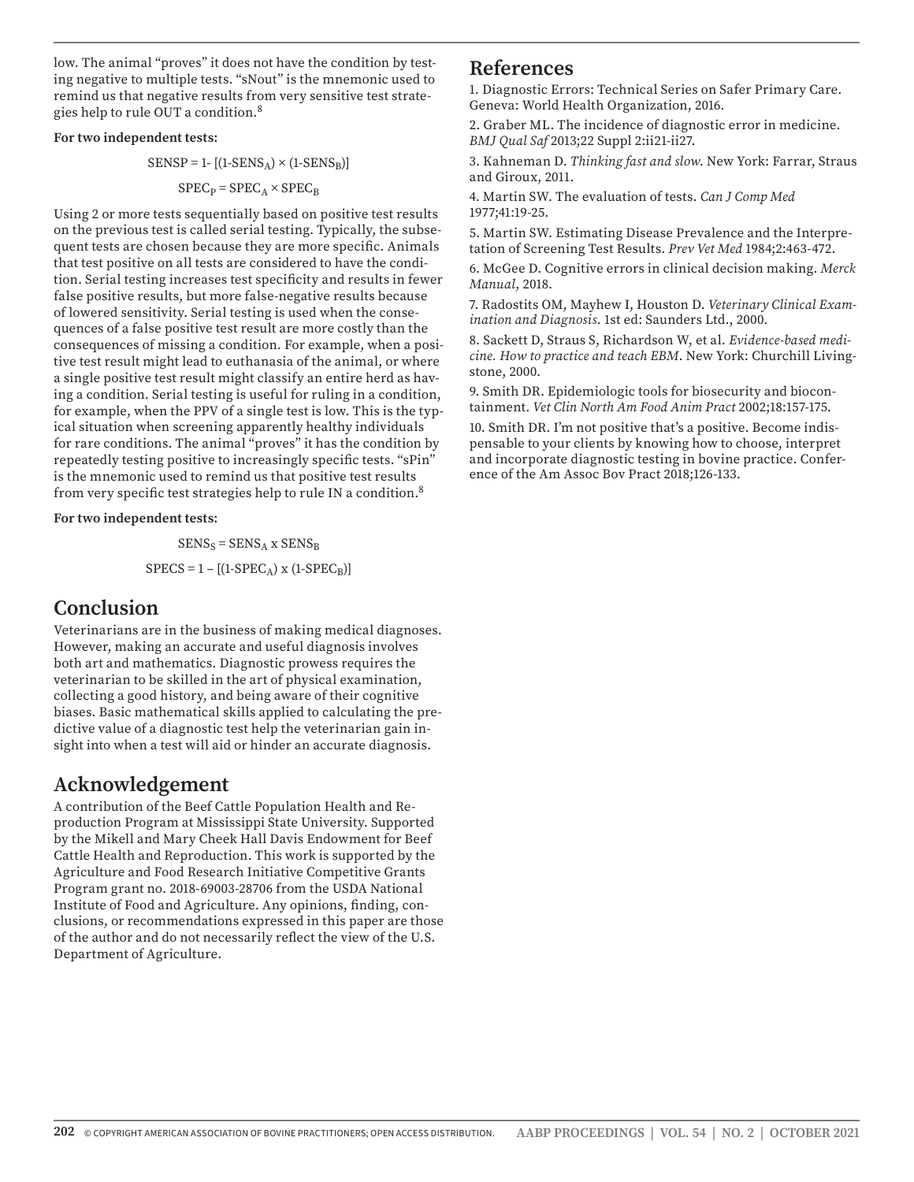low. The animal "proves" it does not have the condition by testing negative to multiple tests. "sNout" is the mnemonic used to remind us that negative results from very sensitive test strategies help to rule OUT a condition.[8]

**For two independent tests:**

$$SENSP = 1- [(1\text{-}SENS_A) \times (1\text{-}SENS_B)]$$

$$SPEC_P = SPEC_A \times SPEC_B$$

Using 2 or more tests sequentially based on positive test results on the previous test is called serial testing. Typically, the subsequent tests are chosen because they are more specific. Animals that test positive on all tests are considered to have the condition. Serial testing increases test specificity and results in fewer false positive results, but more false-negative results because of lowered sensitivity. Serial testing is used when the consequences of a false positive test result are more costly than the consequences of missing a condition. For example, when a positive test result might lead to euthanasia of the animal, or where a single positive test result might classify an entire herd as having a condition. Serial testing is useful for ruling in a condition, for example, when the PPV of a single test is low. This is the typical situation when screening apparently healthy individuals for rare conditions. The animal "proves" it has the condition by repeatedly testing positive to increasingly specific tests. "sPin" is the mnemonic used to remind us that positive test results from very specific test strategies help to rule IN a condition.[8]

**For two independent tests:**

$$SENS_S = SENS_A \times SENS_B$$

$$SPECS = 1 - [(1\text{-}SPEC_A) \times (1\text{-}SPEC_B)]$$

## Conclusion

Veterinarians are in the business of making medical diagnoses. However, making an accurate and useful diagnosis involves both art and mathematics. Diagnostic prowess requires the veterinarian to be skilled in the art of physical examination, collecting a good history, and being aware of their cognitive biases. Basic mathematical skills applied to calculating the predictive value of a diagnostic test help the veterinarian gain insight into when a test will aid or hinder an accurate diagnosis.

## Acknowledgement

A contribution of the Beef Cattle Population Health and Reproduction Program at Mississippi State University. Supported by the Mikell and Mary Cheek Hall Davis Endowment for Beef Cattle Health and Reproduction. This work is supported by the Agriculture and Food Research Initiative Competitive Grants Program grant no. 2018-69003-28706 from the USDA National Institute of Food and Agriculture. Any opinions, finding, conclusions, or recommendations expressed in this paper are those of the author and do not necessarily reflect the view of the U.S. Department of Agriculture.

## References

1. Diagnostic Errors: Technical Series on Safer Primary Care. Geneva: World Health Organization, 2016.
2. Graber ML. The incidence of diagnostic error in medicine. *BMJ Qual Saf* 2013;22 Suppl 2:ii21-ii27.
3. Kahneman D. *Thinking fast and slow*. New York: Farrar, Straus and Giroux, 2011.
4. Martin SW. The evaluation of tests. *Can J Comp Med* 1977;41:19-25.
5. Martin SW. Estimating Disease Prevalence and the Interpretation of Screening Test Results. *Prev Vet Med* 1984;2:463-472.
6. McGee D. Cognitive errors in clinical decision making. *Merck Manual*, 2018.
7. Radostits OM, Mayhew I, Houston D. *Veterinary Clinical Examination and Diagnosis*. 1st ed: Saunders Ltd., 2000.
8. Sackett D, Straus S, Richardson W, et al. *Evidence-based medicine. How to practice and teach EBM*. New York: Churchill Livingstone, 2000.
9. Smith DR. Epidemiologic tools for biosecurity and biocontainment. *Vet Clin North Am Food Anim Pract* 2002;18:157-175.
10. Smith DR. I'm not positive that's a positive. Become indispensable to your clients by knowing how to choose, interpret and incorporate diagnostic testing in bovine practice. Conference of the Am Assoc Bov Pract 2018;126-133.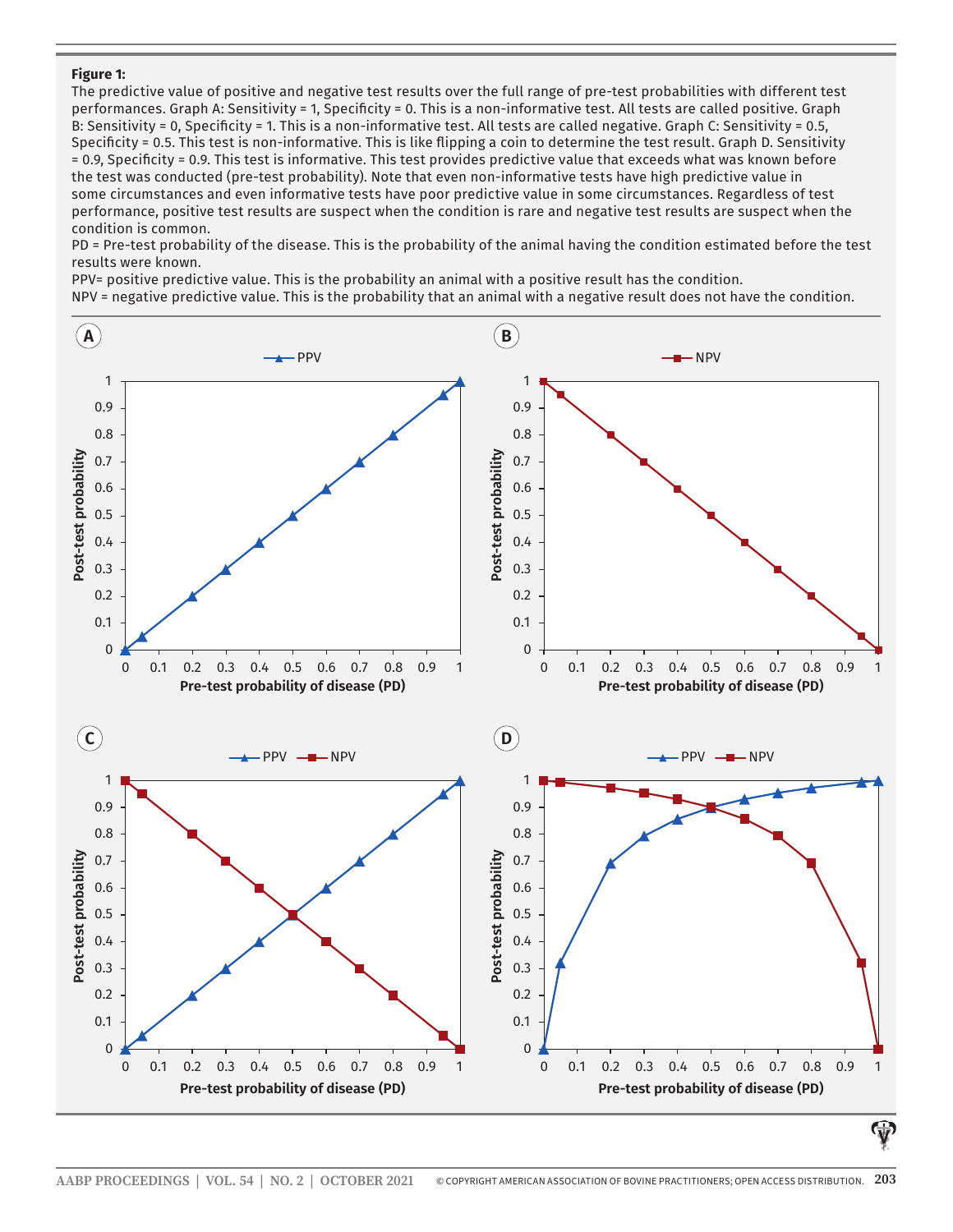**Figure 1:**
The predictive value of positive and negative test results over the full range of pre-test probabilities with different test performances. Graph A: Sensitivity = 1, Specificity = 0. This is a non-informative test. All tests are called positive. Graph B: Sensitivity = 0, Specificity = 1. This is a non-informative test. All tests are called negative. Graph C: Sensitivity = 0.5, Specificity = 0.5. This test is non-informative. This is like flipping a coin to determine the test result. Graph D. Sensitivity = 0.9, Specificity = 0.9. This test is informative. This test provides predictive value that exceeds what was known before the test was conducted (pre-test probability). Note that even non-informative tests have high predictive value in some circumstances and even informative tests have poor predictive value in some circumstances. Regardless of test performance, positive test results are suspect when the condition is rare and negative test results are suspect when the condition is common.
PD = Pre-test probability of the disease. This is the probability of the animal having the condition estimated before the test results were known.
PPV= positive predictive value. This is the probability an animal with a positive result has the condition.
NPV = negative predictive value. This is the probability that an animal with a negative result does not have the condition.

A

PPV

Post-test probability

Pre-test probability of disease (PD)

B

NPV

Post-test probability

Pre-test probability of disease (PD)

C

PPV NPV

Post-test probability

Pre-test probability of disease (PD)

D

PPV NPV

Post-test probability

Pre-test probability of disease (PD)